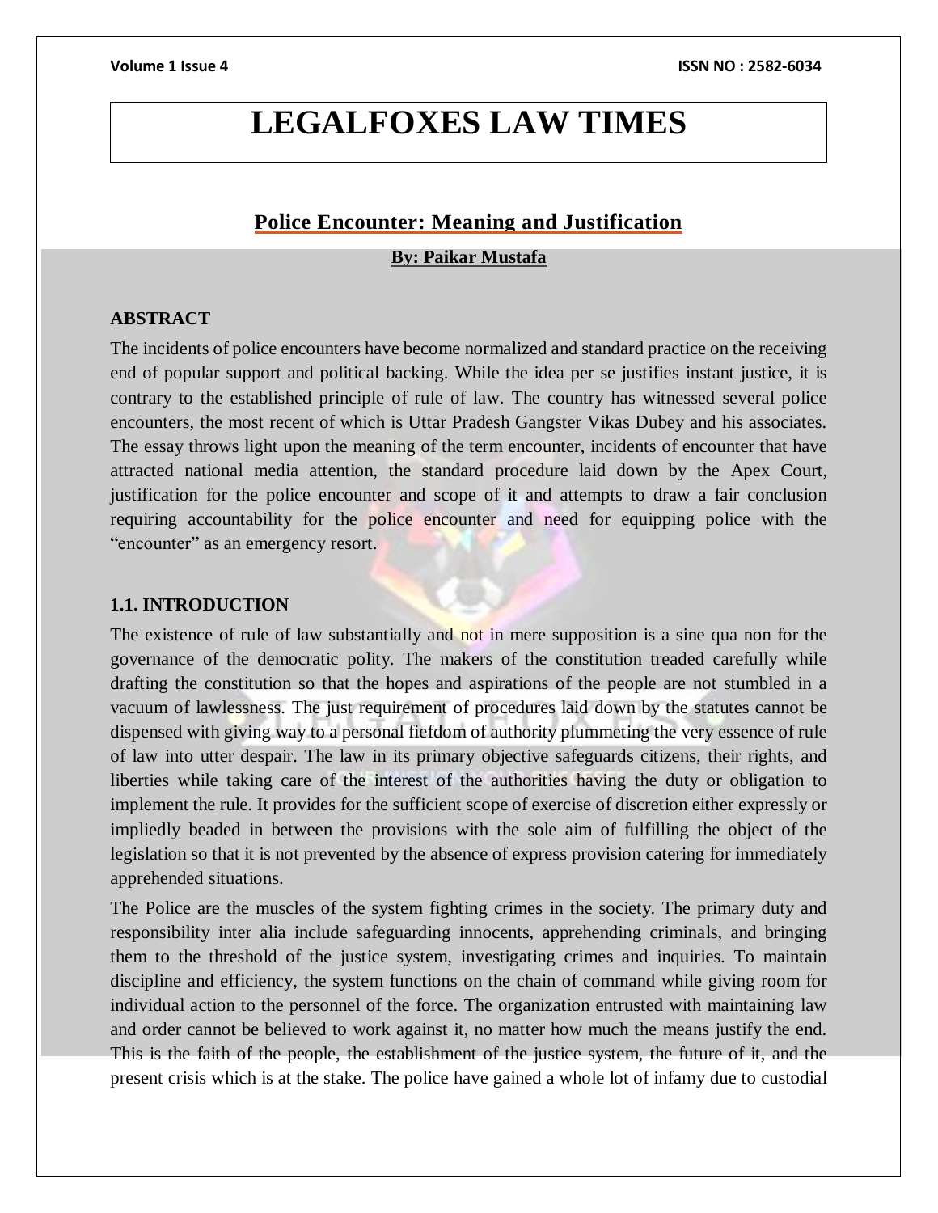# LEGALFOXES LAW TIMES

## Police Encounter: Meaning and Justification

**By: Paikar Mustafa**

### ABSTRACT

The incidents of police encounters have become normalized and standard practice on the receiving end of popular support and political backing. While the idea per se justifies instant justice, it is contrary to the established principle of rule of law. The country has witnessed several police encounters, the most recent of which is Uttar Pradesh Gangster Vikas Dubey and his associates. The essay throws light upon the meaning of the term encounter, incidents of encounter that have attracted national media attention, the standard procedure laid down by the Apex Court, justification for the police encounter and scope of it and attempts to draw a fair conclusion requiring accountability for the police encounter and need for equipping police with the "encounter" as an emergency resort.

### 1.1. INTRODUCTION

The existence of rule of law substantially and not in mere supposition is a sine qua non for the governance of the democratic polity. The makers of the constitution treaded carefully while drafting the constitution so that the hopes and aspirations of the people are not stumbled in a vacuum of lawlessness. The just requirement of procedures laid down by the statutes cannot be dispensed with giving way to a personal fiefdom of authority plummeting the very essence of rule of law into utter despair. The law in its primary objective safeguards citizens, their rights, and liberties while taking care of the interest of the authorities having the duty or obligation to implement the rule. It provides for the sufficient scope of exercise of discretion either expressly or impliedly beaded in between the provisions with the sole aim of fulfilling the object of the legislation so that it is not prevented by the absence of express provision catering for immediately apprehended situations.

The Police are the muscles of the system fighting crimes in the society. The primary duty and responsibility inter alia include safeguarding innocents, apprehending criminals, and bringing them to the threshold of the justice system, investigating crimes and inquiries. To maintain discipline and efficiency, the system functions on the chain of command while giving room for individual action to the personnel of the force. The organization entrusted with maintaining law and order cannot be believed to work against it, no matter how much the means justify the end. This is the faith of the people, the establishment of the justice system, the future of it, and the present crisis which is at the stake. The police have gained a whole lot of infamy due to custodial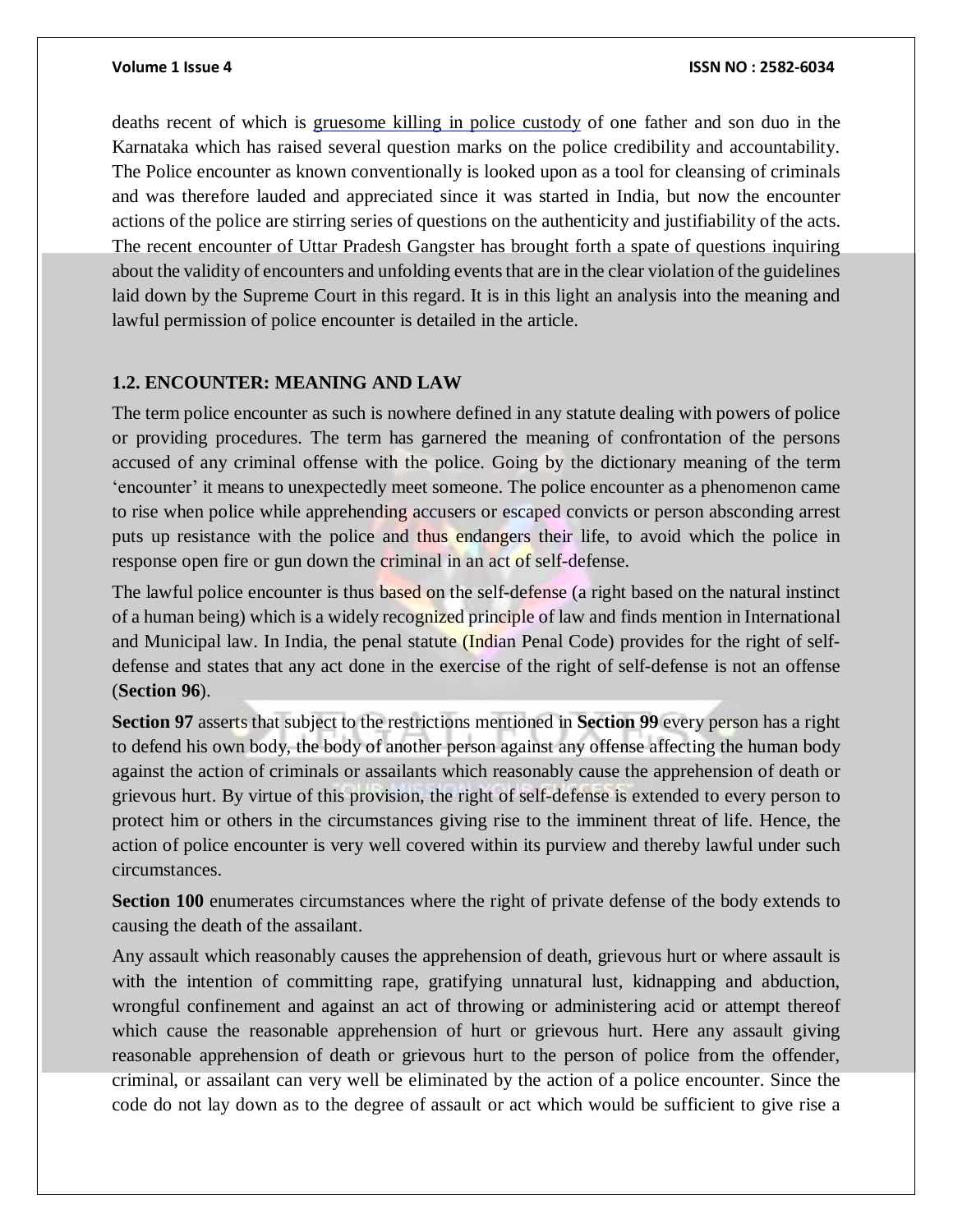deaths recent of which is gruesome killing in police custody of one father and son duo in the Karnataka which has raised several question marks on the police credibility and accountability. The Police encounter as known conventionally is looked upon as a tool for cleansing of criminals and was therefore lauded and appreciated since it was started in India, but now the encounter actions of the police are stirring series of questions on the authenticity and justifiability of the acts. The recent encounter of Uttar Pradesh Gangster has brought forth a spate of questions inquiring about the validity of encounters and unfolding events that are in the clear violation of the guidelines laid down by the Supreme Court in this regard. It is in this light an analysis into the meaning and lawful permission of police encounter is detailed in the article.

### 1.2. ENCOUNTER: MEANING AND LAW

The term police encounter as such is nowhere defined in any statute dealing with powers of police or providing procedures. The term has garnered the meaning of confrontation of the persons accused of any criminal offense with the police. Going by the dictionary meaning of the term 'encounter' it means to unexpectedly meet someone. The police encounter as a phenomenon came to rise when police while apprehending accusers or escaped convicts or person absconding arrest puts up resistance with the police and thus endangers their life, to avoid which the police in response open fire or gun down the criminal in an act of self-defense.

The lawful police encounter is thus based on the self-defense (a right based on the natural instinct of a human being) which is a widely recognized principle of law and finds mention in International and Municipal law. In India, the penal statute (Indian Penal Code) provides for the right of self-defense and states that any act done in the exercise of the right of self-defense is not an offense (**Section 96**).

**Section 97** asserts that subject to the restrictions mentioned in **Section 99** every person has a right to defend his own body, the body of another person against any offense affecting the human body against the action of criminals or assailants which reasonably cause the apprehension of death or grievous hurt. By virtue of this provision, the right of self-defense is extended to every person to protect him or others in the circumstances giving rise to the imminent threat of life. Hence, the action of police encounter is very well covered within its purview and thereby lawful under such circumstances.

**Section 100** enumerates circumstances where the right of private defense of the body extends to causing the death of the assailant.

Any assault which reasonably causes the apprehension of death, grievous hurt or where assault is with the intention of committing rape, gratifying unnatural lust, kidnapping and abduction, wrongful confinement and against an act of throwing or administering acid or attempt thereof which cause the reasonable apprehension of hurt or grievous hurt. Here any assault giving reasonable apprehension of death or grievous hurt to the person of police from the offender, criminal, or assailant can very well be eliminated by the action of a police encounter. Since the code do not lay down as to the degree of assault or act which would be sufficient to give rise a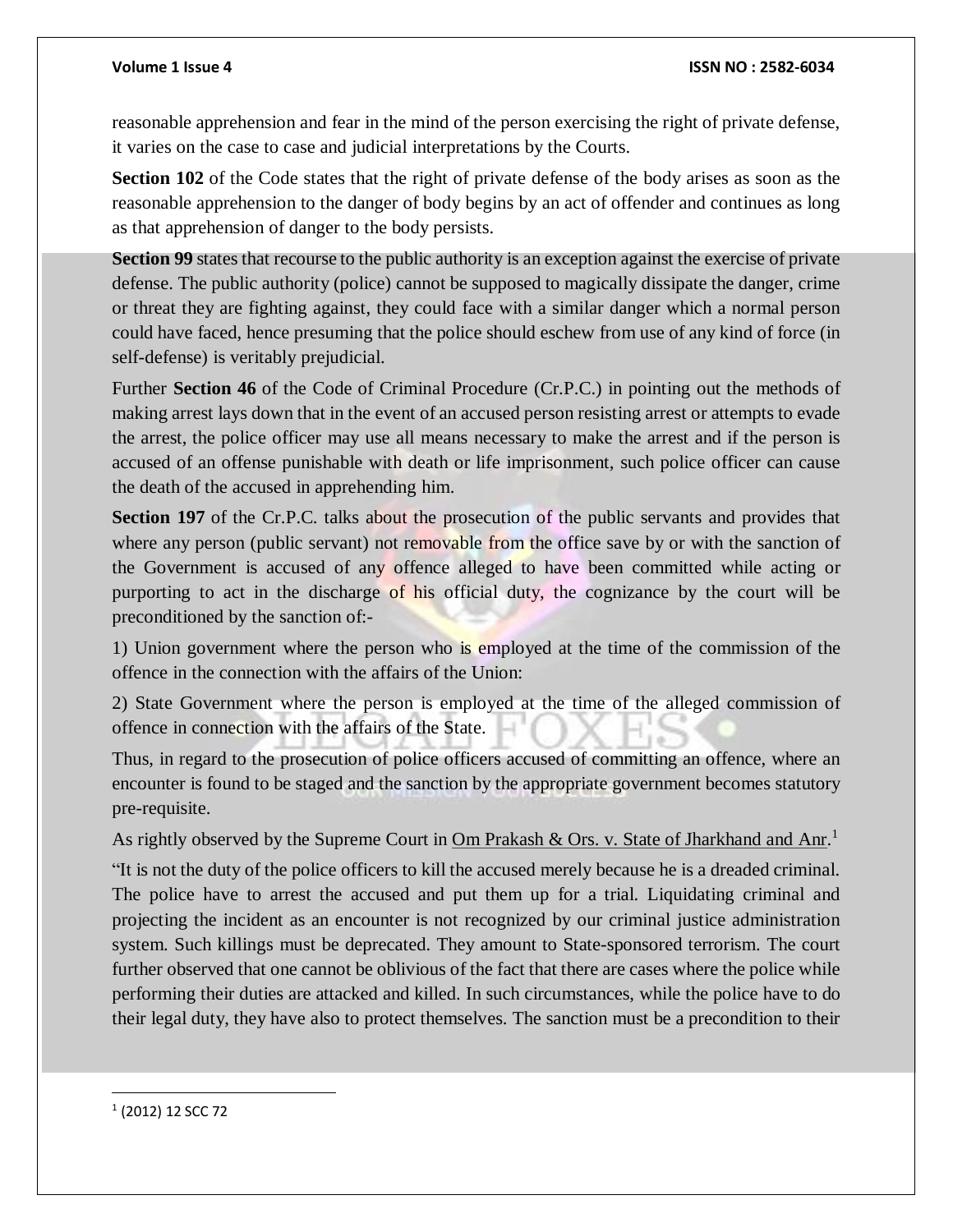reasonable apprehension and fear in the mind of the person exercising the right of private defense, it varies on the case to case and judicial interpretations by the Courts.

**Section 102** of the Code states that the right of private defense of the body arises as soon as the reasonable apprehension to the danger of body begins by an act of offender and continues as long as that apprehension of danger to the body persists.

**Section 99** states that recourse to the public authority is an exception against the exercise of private defense. The public authority (police) cannot be supposed to magically dissipate the danger, crime or threat they are fighting against, they could face with a similar danger which a normal person could have faced, hence presuming that the police should eschew from use of any kind of force (in self-defense) is veritably prejudicial.

Further **Section 46** of the Code of Criminal Procedure (Cr.P.C.) in pointing out the methods of making arrest lays down that in the event of an accused person resisting arrest or attempts to evade the arrest, the police officer may use all means necessary to make the arrest and if the person is accused of an offense punishable with death or life imprisonment, such police officer can cause the death of the accused in apprehending him.

**Section 197** of the Cr.P.C. talks about the prosecution of the public servants and provides that where any person (public servant) not removable from the office save by or with the sanction of the Government is accused of any offence alleged to have been committed while acting or purporting to act in the discharge of his official duty, the cognizance by the court will be preconditioned by the sanction of:-

1) Union government where the person who is employed at the time of the commission of the offence in the connection with the affairs of the Union:

2) State Government where the person is employed at the time of the alleged commission of offence in connection with the affairs of the State.

Thus, in regard to the prosecution of police officers accused of committing an offence, where an encounter is found to be staged and the sanction by the appropriate government becomes statutory pre-requisite.

As rightly observed by the Supreme Court in Om Prakash & Ors. v. State of Jharkhand and Anr.[1]

"It is not the duty of the police officers to kill the accused merely because he is a dreaded criminal. The police have to arrest the accused and put them up for a trial. Liquidating criminal and projecting the incident as an encounter is not recognized by our criminal justice administration system. Such killings must be deprecated. They amount to State-sponsored terrorism. The court further observed that one cannot be oblivious of the fact that there are cases where the police while performing their duties are attacked and killed. In such circumstances, while the police have to do their legal duty, they have also to protect themselves. The sanction must be a precondition to their

[1] (2012) 12 SCC 72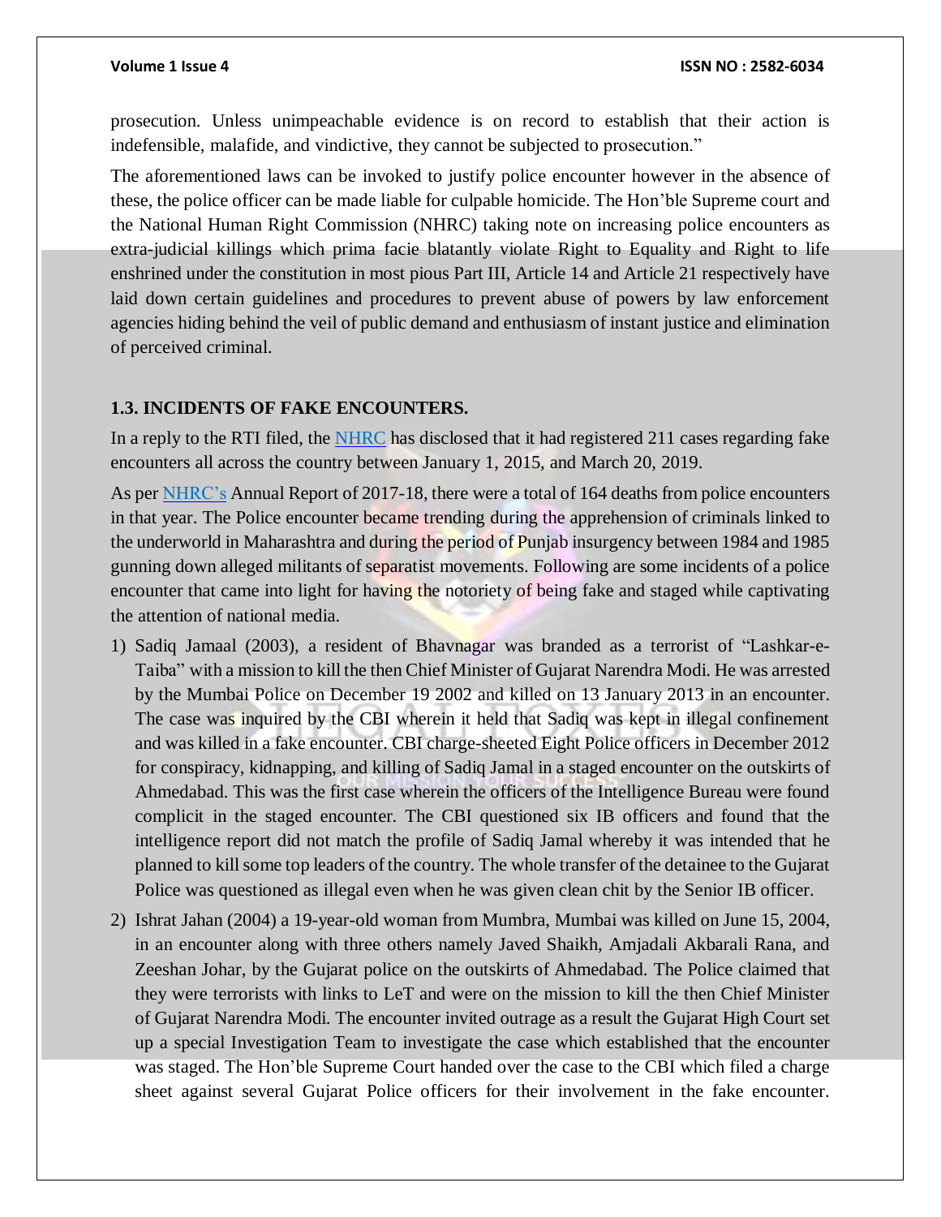prosecution. Unless unimpeachable evidence is on record to establish that their action is indefensible, malafide, and vindictive, they cannot be subjected to prosecution."

The aforementioned laws can be invoked to justify police encounter however in the absence of these, the police officer can be made liable for culpable homicide. The Hon'ble Supreme court and the National Human Right Commission (NHRC) taking note on increasing police encounters as extra-judicial killings which prima facie blatantly violate Right to Equality and Right to life enshrined under the constitution in most pious Part III, Article 14 and Article 21 respectively have laid down certain guidelines and procedures to prevent abuse of powers by law enforcement agencies hiding behind the veil of public demand and enthusiasm of instant justice and elimination of perceived criminal.

### 1.3. INCIDENTS OF FAKE ENCOUNTERS.

In a reply to the RTI filed, the NHRC has disclosed that it had registered 211 cases regarding fake encounters all across the country between January 1, 2015, and March 20, 2019.

As per NHRC's Annual Report of 2017-18, there were a total of 164 deaths from police encounters in that year. The Police encounter became trending during the apprehension of criminals linked to the underworld in Maharashtra and during the period of Punjab insurgency between 1984 and 1985 gunning down alleged militants of separatist movements. Following are some incidents of a police encounter that came into light for having the notoriety of being fake and staged while captivating the attention of national media.

1) Sadiq Jamaal (2003), a resident of Bhavnagar was branded as a terrorist of "Lashkar-e-Taiba" with a mission to kill the then Chief Minister of Gujarat Narendra Modi. He was arrested by the Mumbai Police on December 19 2002 and killed on 13 January 2013 in an encounter. The case was inquired by the CBI wherein it held that Sadiq was kept in illegal confinement and was killed in a fake encounter. CBI charge-sheeted Eight Police officers in December 2012 for conspiracy, kidnapping, and killing of Sadiq Jamal in a staged encounter on the outskirts of Ahmedabad. This was the first case wherein the officers of the Intelligence Bureau were found complicit in the staged encounter. The CBI questioned six IB officers and found that the intelligence report did not match the profile of Sadiq Jamal whereby it was intended that he planned to kill some top leaders of the country. The whole transfer of the detainee to the Gujarat Police was questioned as illegal even when he was given clean chit by the Senior IB officer.
2) Ishrat Jahan (2004) a 19-year-old woman from Mumbra, Mumbai was killed on June 15, 2004, in an encounter along with three others namely Javed Shaikh, Amjadali Akbarali Rana, and Zeeshan Johar, by the Gujarat police on the outskirts of Ahmedabad. The Police claimed that they were terrorists with links to LeT and were on the mission to kill the then Chief Minister of Gujarat Narendra Modi. The encounter invited outrage as a result the Gujarat High Court set up a special Investigation Team to investigate the case which established that the encounter was staged. The Hon'ble Supreme Court handed over the case to the CBI which filed a charge sheet against several Gujarat Police officers for their involvement in the fake encounter.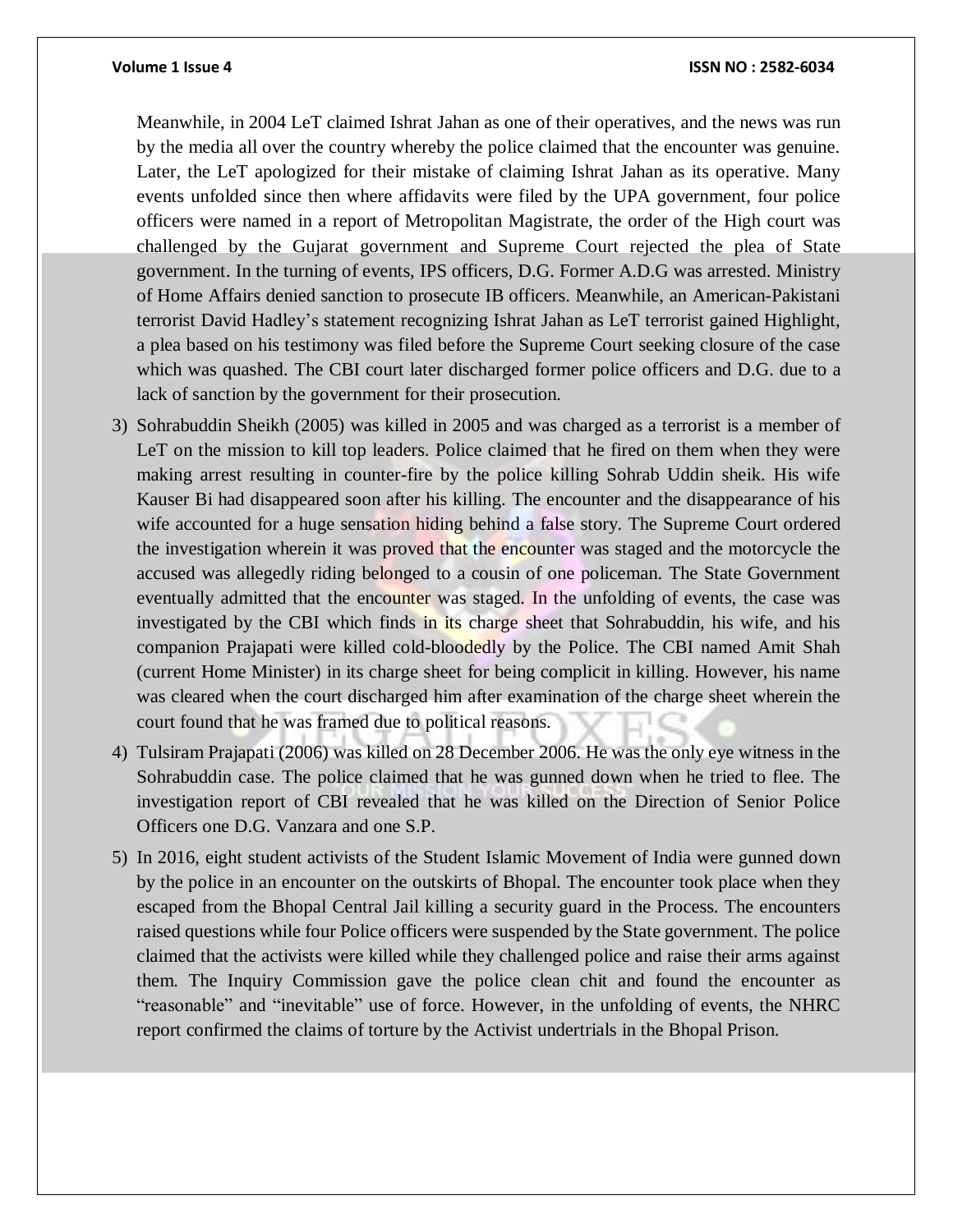Meanwhile, in 2004 LeT claimed Ishrat Jahan as one of their operatives, and the news was run by the media all over the country whereby the police claimed that the encounter was genuine. Later, the LeT apologized for their mistake of claiming Ishrat Jahan as its operative. Many events unfolded since then where affidavits were filed by the UPA government, four police officers were named in a report of Metropolitan Magistrate, the order of the High court was challenged by the Gujarat government and Supreme Court rejected the plea of State government. In the turning of events, IPS officers, D.G. Former A.D.G was arrested. Ministry of Home Affairs denied sanction to prosecute IB officers. Meanwhile, an American-Pakistani terrorist David Hadley's statement recognizing Ishrat Jahan as LeT terrorist gained Highlight, a plea based on his testimony was filed before the Supreme Court seeking closure of the case which was quashed. The CBI court later discharged former police officers and D.G. due to a lack of sanction by the government for their prosecution.

3) Sohrabuddin Sheikh (2005) was killed in 2005 and was charged as a terrorist is a member of LeT on the mission to kill top leaders. Police claimed that he fired on them when they were making arrest resulting in counter-fire by the police killing Sohrab Uddin sheik. His wife Kauser Bi had disappeared soon after his killing. The encounter and the disappearance of his wife accounted for a huge sensation hiding behind a false story. The Supreme Court ordered the investigation wherein it was proved that the encounter was staged and the motorcycle the accused was allegedly riding belonged to a cousin of one policeman. The State Government eventually admitted that the encounter was staged. In the unfolding of events, the case was investigated by the CBI which finds in its charge sheet that Sohrabuddin, his wife, and his companion Prajapati were killed cold-bloodedly by the Police. The CBI named Amit Shah (current Home Minister) in its charge sheet for being complicit in killing. However, his name was cleared when the court discharged him after examination of the charge sheet wherein the court found that he was framed due to political reasons.

4) Tulsiram Prajapati (2006) was killed on 28 December 2006. He was the only eye witness in the Sohrabuddin case. The police claimed that he was gunned down when he tried to flee. The investigation report of CBI revealed that he was killed on the Direction of Senior Police Officers one D.G. Vanzara and one S.P.

5) In 2016, eight student activists of the Student Islamic Movement of India were gunned down by the police in an encounter on the outskirts of Bhopal. The encounter took place when they escaped from the Bhopal Central Jail killing a security guard in the Process. The encounters raised questions while four Police officers were suspended by the State government. The police claimed that the activists were killed while they challenged police and raise their arms against them. The Inquiry Commission gave the police clean chit and found the encounter as "reasonable" and "inevitable" use of force. However, in the unfolding of events, the NHRC report confirmed the claims of torture by the Activist undertrials in the Bhopal Prison.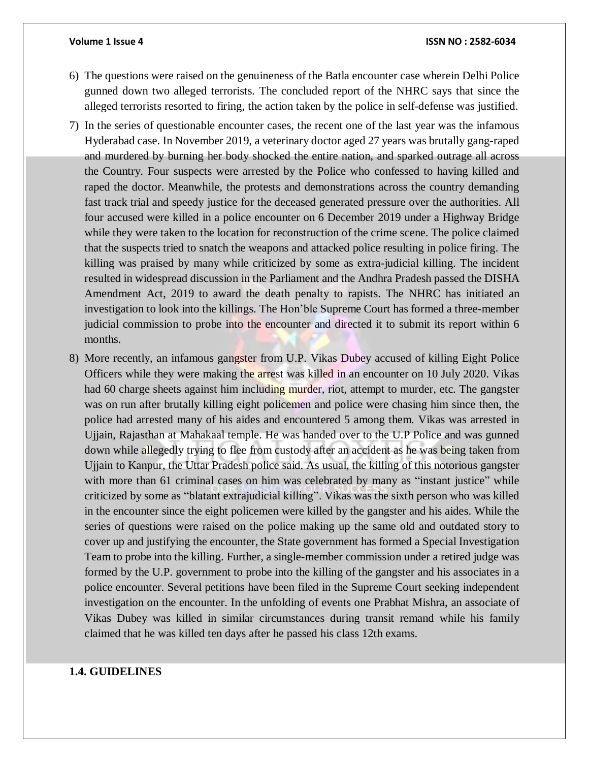6) The questions were raised on the genuineness of the Batla encounter case wherein Delhi Police gunned down two alleged terrorists. The concluded report of the NHRC says that since the alleged terrorists resorted to firing, the action taken by the police in self-defense was justified.

7) In the series of questionable encounter cases, the recent one of the last year was the infamous Hyderabad case. In November 2019, a veterinary doctor aged 27 years was brutally gang-raped and murdered by burning her body shocked the entire nation, and sparked outrage all across the Country. Four suspects were arrested by the Police who confessed to having killed and raped the doctor. Meanwhile, the protests and demonstrations across the country demanding fast track trial and speedy justice for the deceased generated pressure over the authorities. All four accused were killed in a police encounter on 6 December 2019 under a Highway Bridge while they were taken to the location for reconstruction of the crime scene. The police claimed that the suspects tried to snatch the weapons and attacked police resulting in police firing. The killing was praised by many while criticized by some as extra-judicial killing. The incident resulted in widespread discussion in the Parliament and the Andhra Pradesh passed the DISHA Amendment Act, 2019 to award the death penalty to rapists. The NHRC has initiated an investigation to look into the killings. The Hon'ble Supreme Court has formed a three-member judicial commission to probe into the encounter and directed it to submit its report within 6 months.

8) More recently, an infamous gangster from U.P. Vikas Dubey accused of killing Eight Police Officers while they were making the arrest was killed in an encounter on 10 July 2020. Vikas had 60 charge sheets against him including murder, riot, attempt to murder, etc. The gangster was on run after brutally killing eight policemen and police were chasing him since then, the police had arrested many of his aides and encountered 5 among them. Vikas was arrested in Ujjain, Rajasthan at Mahakaal temple. He was handed over to the U.P Police and was gunned down while allegedly trying to flee from custody after an accident as he was being taken from Ujjain to Kanpur, the Uttar Pradesh police said. As usual, the killing of this notorious gangster with more than 61 criminal cases on him was celebrated by many as "instant justice" while criticized by some as "blatant extrajudicial killing". Vikas was the sixth person who was killed in the encounter since the eight policemen were killed by the gangster and his aides. While the series of questions were raised on the police making up the same old and outdated story to cover up and justifying the encounter, the State government has formed a Special Investigation Team to probe into the killing. Further, a single-member commission under a retired judge was formed by the U.P. government to probe into the killing of the gangster and his associates in a police encounter. Several petitions have been filed in the Supreme Court seeking independent investigation on the encounter. In the unfolding of events one Prabhat Mishra, an associate of Vikas Dubey was killed in similar circumstances during transit remand while his family claimed that he was killed ten days after he passed his class 12th exams.

## 1.4. GUIDELINES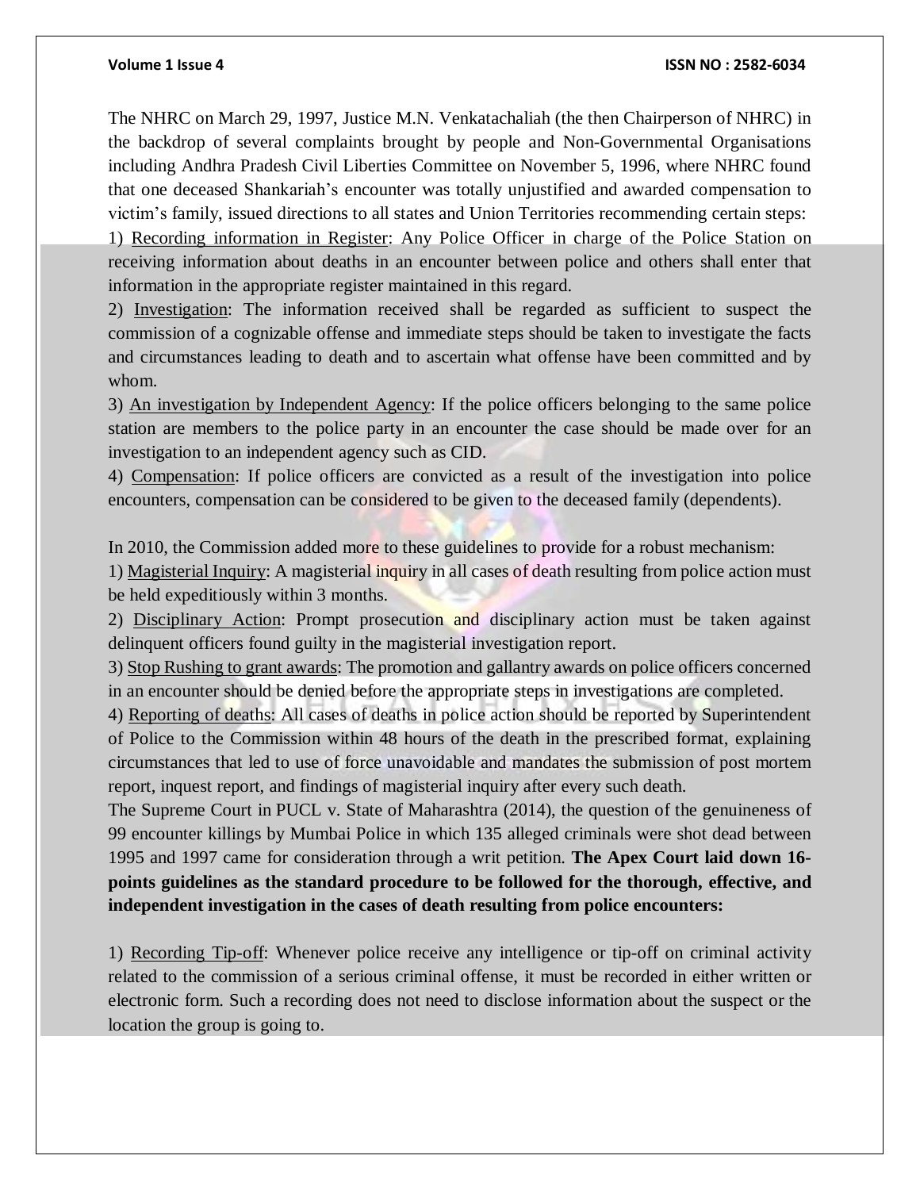The NHRC on March 29, 1997, Justice M.N. Venkatachaliah (the then Chairperson of NHRC) in the backdrop of several complaints brought by people and Non-Governmental Organisations including Andhra Pradesh Civil Liberties Committee on November 5, 1996, where NHRC found that one deceased Shankariah's encounter was totally unjustified and awarded compensation to victim's family, issued directions to all states and Union Territories recommending certain steps:

1) Recording information in Register: Any Police Officer in charge of the Police Station on receiving information about deaths in an encounter between police and others shall enter that information in the appropriate register maintained in this regard.

2) Investigation: The information received shall be regarded as sufficient to suspect the commission of a cognizable offense and immediate steps should be taken to investigate the facts and circumstances leading to death and to ascertain what offense have been committed and by whom.

3) An investigation by Independent Agency: If the police officers belonging to the same police station are members to the police party in an encounter the case should be made over for an investigation to an independent agency such as CID.

4) Compensation: If police officers are convicted as a result of the investigation into police encounters, compensation can be considered to be given to the deceased family (dependents).

In 2010, the Commission added more to these guidelines to provide for a robust mechanism:

1) Magisterial Inquiry: A magisterial inquiry in all cases of death resulting from police action must be held expeditiously within 3 months.

2) Disciplinary Action: Prompt prosecution and disciplinary action must be taken against delinquent officers found guilty in the magisterial investigation report.

3) Stop Rushing to grant awards: The promotion and gallantry awards on police officers concerned in an encounter should be denied before the appropriate steps in investigations are completed.

4) Reporting of deaths: All cases of deaths in police action should be reported by Superintendent of Police to the Commission within 48 hours of the death in the prescribed format, explaining circumstances that led to use of force unavoidable and mandates the submission of post mortem report, inquest report, and findings of magisterial inquiry after every such death.

The Supreme Court in PUCL v. State of Maharashtra (2014), the question of the genuineness of 99 encounter killings by Mumbai Police in which 135 alleged criminals were shot dead between 1995 and 1997 came for consideration through a writ petition. **The Apex Court laid down 16-points guidelines as the standard procedure to be followed for the thorough, effective, and independent investigation in the cases of death resulting from police encounters:**

1) Recording Tip-off: Whenever police receive any intelligence or tip-off on criminal activity related to the commission of a serious criminal offense, it must be recorded in either written or electronic form. Such a recording does not need to disclose information about the suspect or the location the group is going to.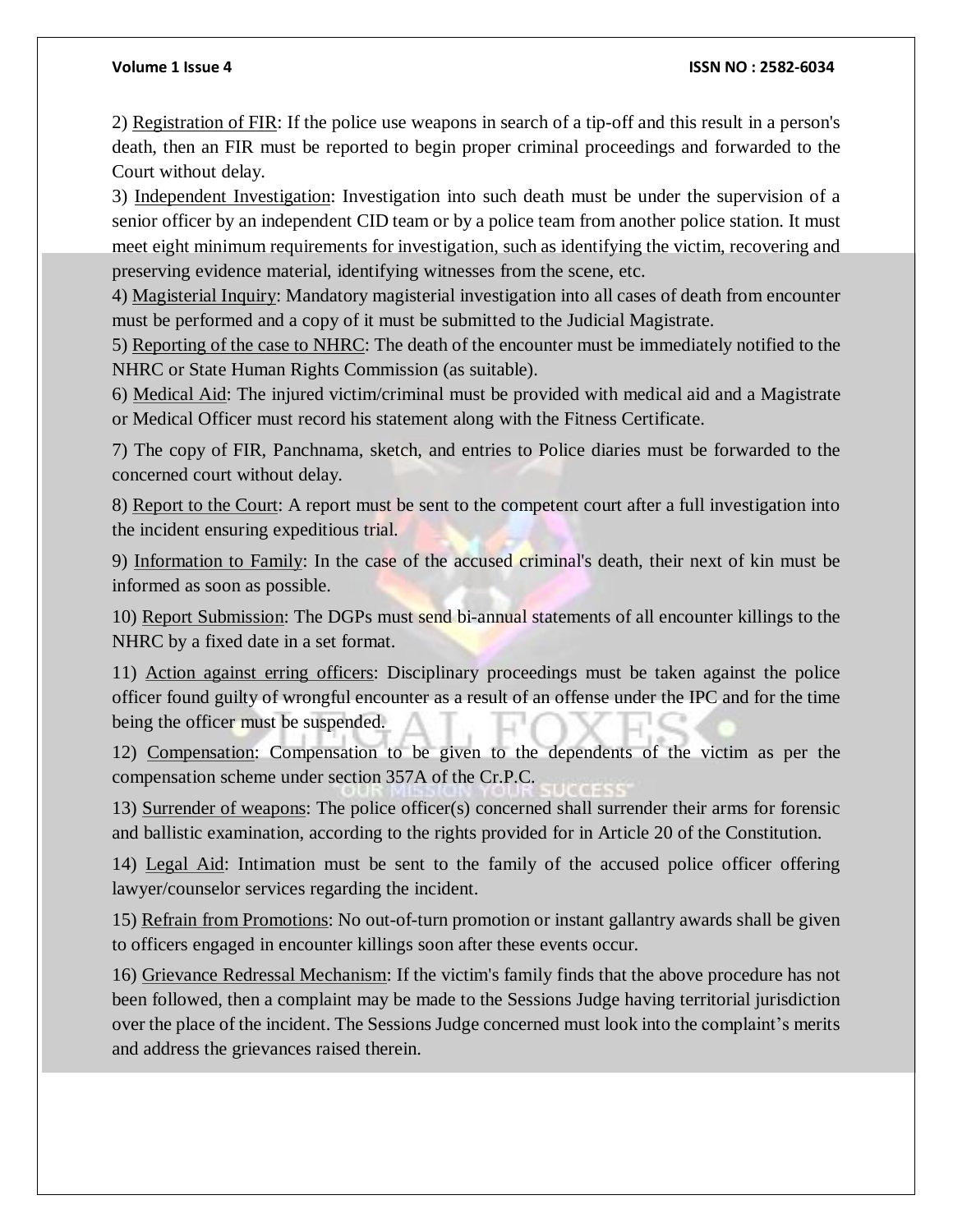2) Registration of FIR: If the police use weapons in search of a tip-off and this result in a person's death, then an FIR must be reported to begin proper criminal proceedings and forwarded to the Court without delay.

3) Independent Investigation: Investigation into such death must be under the supervision of a senior officer by an independent CID team or by a police team from another police station. It must meet eight minimum requirements for investigation, such as identifying the victim, recovering and preserving evidence material, identifying witnesses from the scene, etc.

4) Magisterial Inquiry: Mandatory magisterial investigation into all cases of death from encounter must be performed and a copy of it must be submitted to the Judicial Magistrate.

5) Reporting of the case to NHRC: The death of the encounter must be immediately notified to the NHRC or State Human Rights Commission (as suitable).

6) Medical Aid: The injured victim/criminal must be provided with medical aid and a Magistrate or Medical Officer must record his statement along with the Fitness Certificate.

7) The copy of FIR, Panchnama, sketch, and entries to Police diaries must be forwarded to the concerned court without delay.

8) Report to the Court: A report must be sent to the competent court after a full investigation into the incident ensuring expeditious trial.

9) Information to Family: In the case of the accused criminal's death, their next of kin must be informed as soon as possible.

10) Report Submission: The DGPs must send bi-annual statements of all encounter killings to the NHRC by a fixed date in a set format.

11) Action against erring officers: Disciplinary proceedings must be taken against the police officer found guilty of wrongful encounter as a result of an offense under the IPC and for the time being the officer must be suspended.

12) Compensation: Compensation to be given to the dependents of the victim as per the compensation scheme under section 357A of the Cr.P.C.

13) Surrender of weapons: The police officer(s) concerned shall surrender their arms for forensic and ballistic examination, according to the rights provided for in Article 20 of the Constitution.

14) Legal Aid: Intimation must be sent to the family of the accused police officer offering lawyer/counselor services regarding the incident.

15) Refrain from Promotions: No out-of-turn promotion or instant gallantry awards shall be given to officers engaged in encounter killings soon after these events occur.

16) Grievance Redressal Mechanism: If the victim's family finds that the above procedure has not been followed, then a complaint may be made to the Sessions Judge having territorial jurisdiction over the place of the incident. The Sessions Judge concerned must look into the complaint's merits and address the grievances raised therein.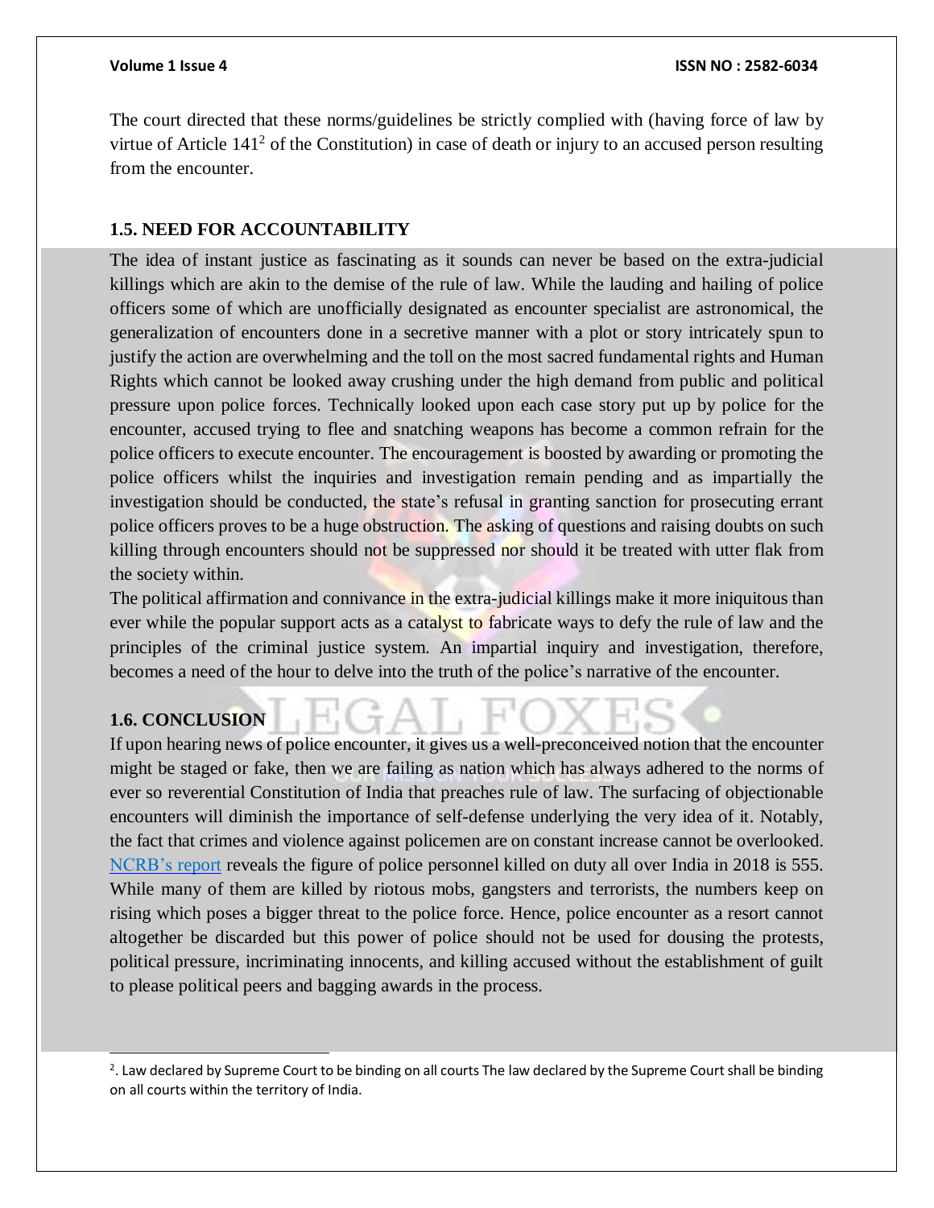The court directed that these norms/guidelines be strictly complied with (having force of law by virtue of Article 141[2] of the Constitution) in case of death or injury to an accused person resulting from the encounter.

## 1.5. NEED FOR ACCOUNTABILITY

The idea of instant justice as fascinating as it sounds can never be based on the extra-judicial killings which are akin to the demise of the rule of law. While the lauding and hailing of police officers some of which are unofficially designated as encounter specialist are astronomical, the generalization of encounters done in a secretive manner with a plot or story intricately spun to justify the action are overwhelming and the toll on the most sacred fundamental rights and Human Rights which cannot be looked away crushing under the high demand from public and political pressure upon police forces. Technically looked upon each case story put up by police for the encounter, accused trying to flee and snatching weapons has become a common refrain for the police officers to execute encounter. The encouragement is boosted by awarding or promoting the police officers whilst the inquiries and investigation remain pending and as impartially the investigation should be conducted, the state's refusal in granting sanction for prosecuting errant police officers proves to be a huge obstruction. The asking of questions and raising doubts on such killing through encounters should not be suppressed nor should it be treated with utter flak from the society within.

The political affirmation and connivance in the extra-judicial killings make it more iniquitous than ever while the popular support acts as a catalyst to fabricate ways to defy the rule of law and the principles of the criminal justice system. An impartial inquiry and investigation, therefore, becomes a need of the hour to delve into the truth of the police's narrative of the encounter.

## 1.6. CONCLUSION

If upon hearing news of police encounter, it gives us a well-preconceived notion that the encounter might be staged or fake, then we are failing as nation which has always adhered to the norms of ever so reverential Constitution of India that preaches rule of law. The surfacing of objectionable encounters will diminish the importance of self-defense underlying the very idea of it. Notably, the fact that crimes and violence against policemen are on constant increase cannot be overlooked. NCRB's report reveals the figure of police personnel killed on duty all over India in 2018 is 555. While many of them are killed by riotous mobs, gangsters and terrorists, the numbers keep on rising which poses a bigger threat to the police force. Hence, police encounter as a resort cannot altogether be discarded but this power of police should not be used for dousing the protests, political pressure, incriminating innocents, and killing accused without the establishment of guilt to please political peers and bagging awards in the process.

---

[2]. Law declared by Supreme Court to be binding on all courts The law declared by the Supreme Court shall be binding on all courts within the territory of India.